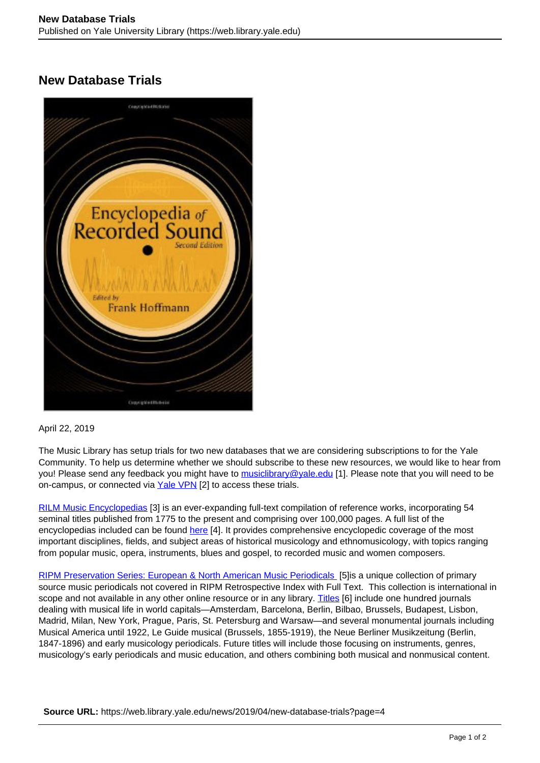# New Database Trials

April 22, 2019

The Music Library has setup trials for two new databases that we are considering subscriptions to for the Yale Community. To help us determine whether we should subscribe to these new resources, we would like to hear from you! Please send any feedback you might have to musiclibrary@yale.edu [1]. Please note that you will need to be on-campus, or connected via Yale VPN [2] to access these trials.

RILM Music Encyclopedias [3] is an ever-expanding full-text compilation of reference works, incorporating 54 seminal titles published from 1775 to the present and comprising over 100,000 pages. A full list of the encyclopedias included can be found here [4]. It provides comprehensive encyclopedic coverage of the most important disciplines, fields, and subject areas of historical musicology and ethnomusicology, with topics ranging from popular music, opera, instruments, blues and gospel, to recorded music and women composers.

RIPM Preservation Series: European & North American Music Periodicals [5]is a unique collection of primary source music periodicals not covered in RIPM Retrospective Index with Full Text. This collection is international in scope and not available in any other online resource or in any library. Titles [6] include one hundred journals dealing with musical life in world capitals—Amsterdam, Barcelona, Berlin, Bilbao, Brussels, Budapest, Lisbon, Madrid, Milan, New York, Prague, Paris, St. Petersburg and Warsaw—and several monumental journals including Musical America until 1922, Le Guide musical (Brussels, 1855-1919), the Neue Berliner Musikzeitung (Berlin, 1847-1896) and early musicology periodicals. Future titles will include those focusing on instruments, genres, musicology's early periodicals and music education, and others combining both musical and nonmusical content.

**Source URL:** https://web.library.yale.edu/news/2019/04/new-database-trials?page=4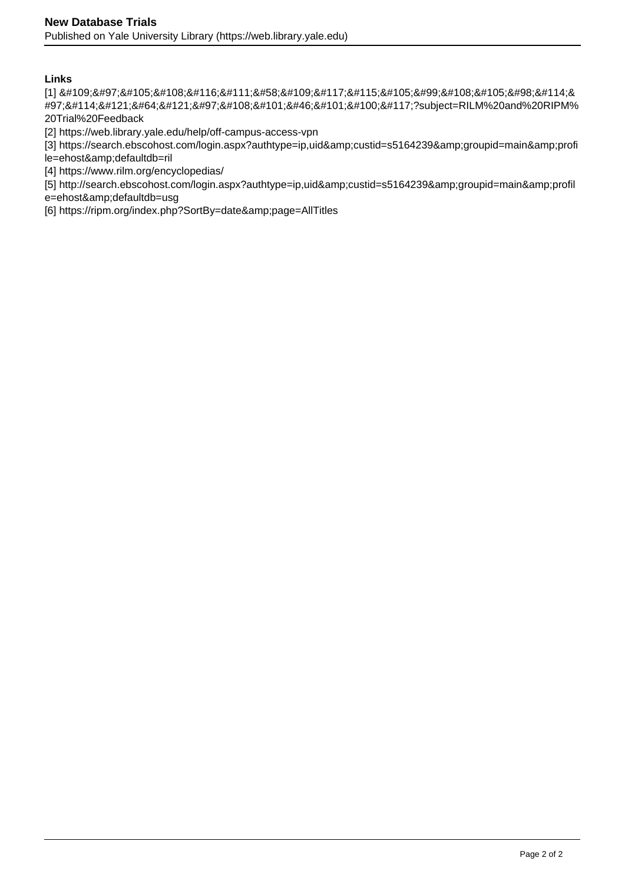**Links**

[1] &#109;&#97;&#105;&#108;&#116;&#111;&#58;&#109;&#117;&#115;&#105;&#99;&#108;&#105;&#98;&#114;&#97;&#114;&#121;&#64;&#121;&#97;&#108;&#101;&#46;&#101;&#100;&#117;?subject=RILM%20and%20RIPM%20Trial%20Feedback

[2] https://web.library.yale.edu/help/off-campus-access-vpn

[3] https://search.ebscohost.com/login.aspx?authtype=ip,uid&amp;custid=s5164239&amp;groupid=main&amp;profile=ehost&amp;defaultdb=ril

[4] https://www.rilm.org/encyclopedias/

[5] http://search.ebscohost.com/login.aspx?authtype=ip,uid&amp;custid=s5164239&amp;groupid=main&amp;profile=ehost&amp;defaultdb=usg

[6] https://ripm.org/index.php?SortBy=date&amp;page=AllTitles